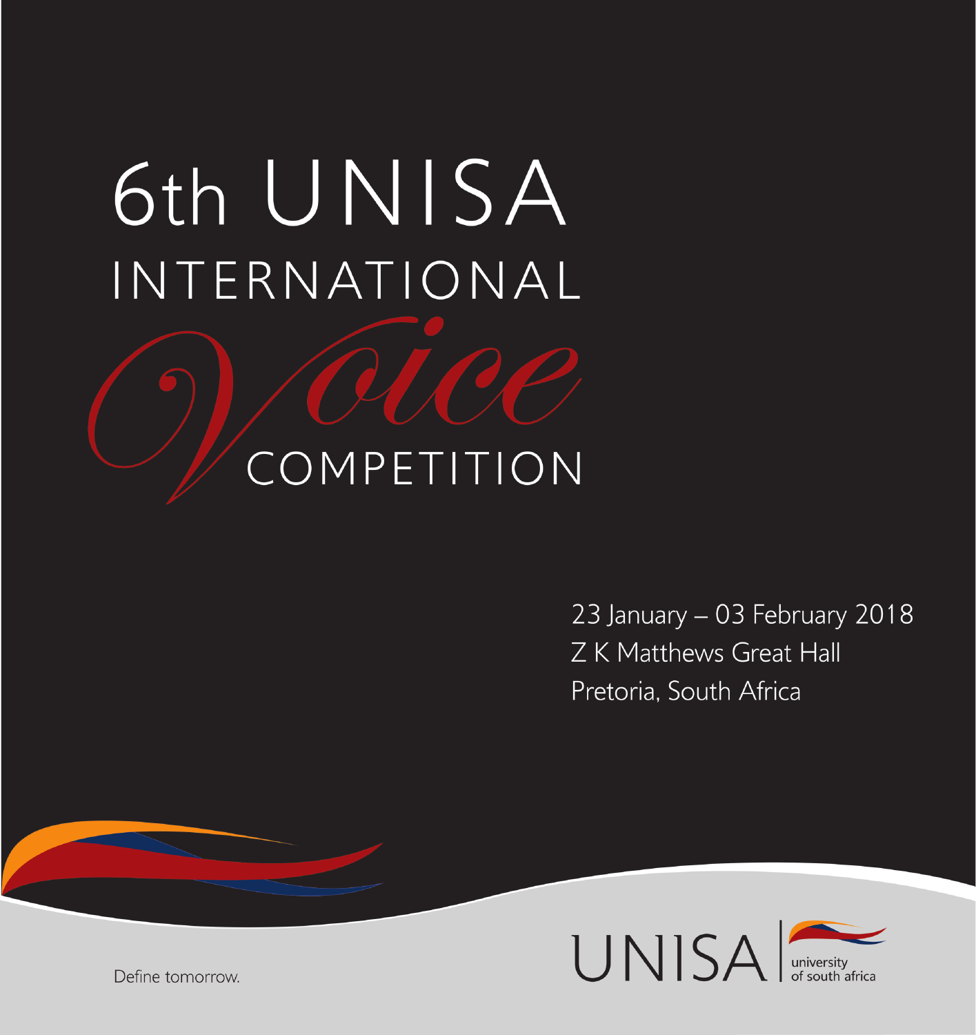# 6th UNISA INTERNATIONAL *Voice* COMPETITION

23 January – 03 February 2018
Z K Matthews Great Hall
Pretoria, South Africa

Define tomorrow.

UNISA | university of south africa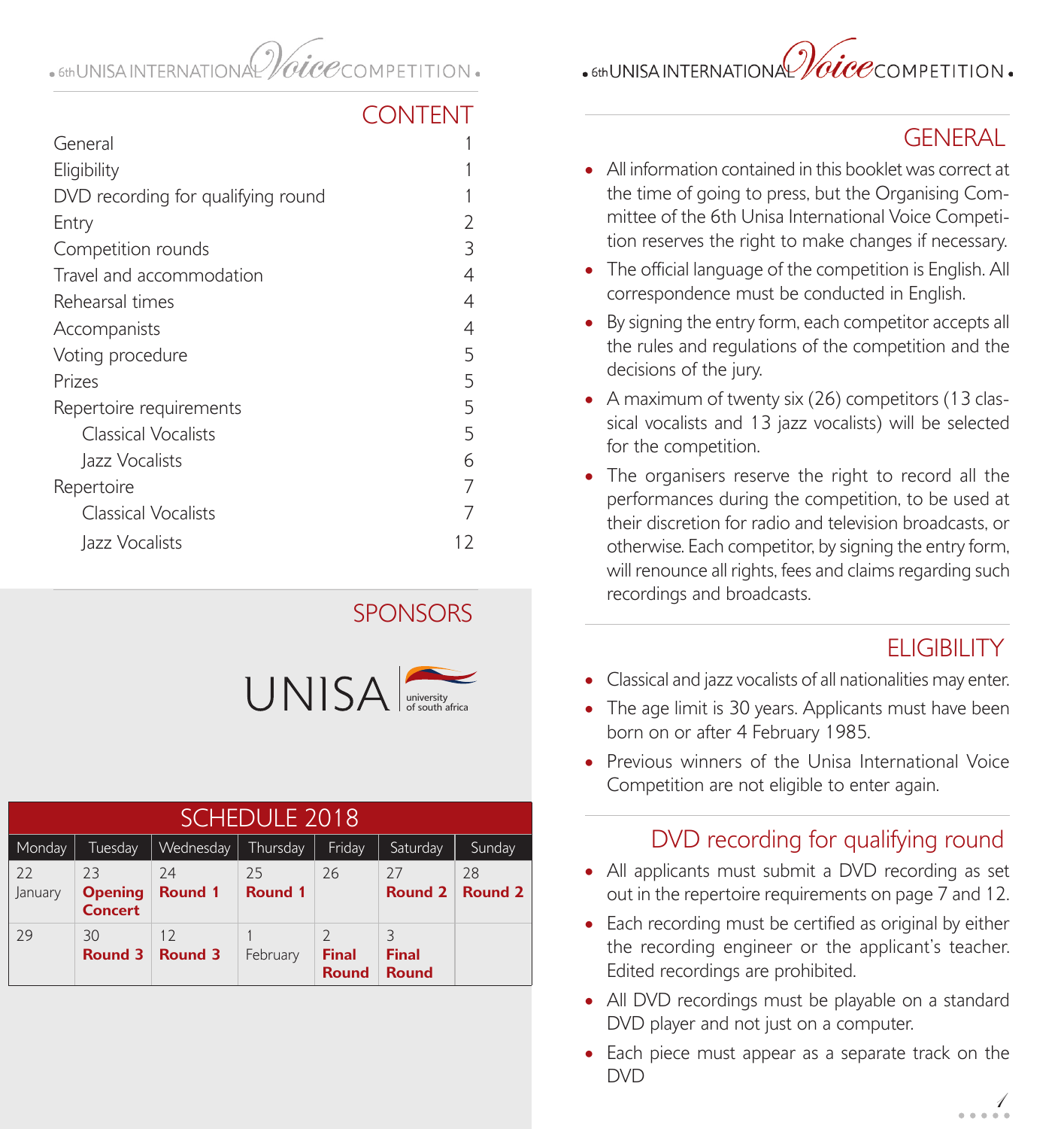## CONTENT

| | |
|---|---|
| General | 1 |
| Eligibility | 1 |
| DVD recording for qualifying round | 1 |
| Entry | 2 |
| Competition rounds | 3 |
| Travel and accommodation | 4 |
| Rehearsal times | 4 |
| Accompanists | 4 |
| Voting procedure | 5 |
| Prizes | 5 |
| Repertoire requirements | 5 |
| Classical Vocalists | 5 |
| Jazz Vocalists | 6 |
| Repertoire | 7 |
| Classical Vocalists | 7 |
| Jazz Vocalists | 12 |

## SPONSORS

UNISA university of south africa

## SCHEDULE 2018

| Monday | Tuesday | Wednesday | Thursday | Friday | Saturday | Sunday |
|---|---|---|---|---|---|---|
| 22 January | 23 **Opening Concert** | 24 **Round 1** | 25 **Round 1** | 26 | 27 **Round 2** | 28 **Round 2** |
| 29 | 30 **Round 3** | 12 **Round 3** | 1 February | 2 **Final Round** | 3 **Final Round** | |

## GENERAL

- All information contained in this booklet was correct at the time of going to press, but the Organising Committee of the 6th Unisa International Voice Competition reserves the right to make changes if necessary.
- The official language of the competition is English. All correspondence must be conducted in English.
- By signing the entry form, each competitor accepts all the rules and regulations of the competition and the decisions of the jury.
- A maximum of twenty six (26) competitors (13 classical vocalists and 13 jazz vocalists) will be selected for the competition.
- The organisers reserve the right to record all the performances during the competition, to be used at their discretion for radio and television broadcasts, or otherwise. Each competitor, by signing the entry form, will renounce all rights, fees and claims regarding such recordings and broadcasts.

## ELIGIBILITY

- Classical and jazz vocalists of all nationalities may enter.
- The age limit is 30 years. Applicants must have been born on or after 4 February 1985.
- Previous winners of the Unisa International Voice Competition are not eligible to enter again.

## DVD recording for qualifying round

- All applicants must submit a DVD recording as set out in the repertoire requirements on page 7 and 12.
- Each recording must be certified as original by either the recording engineer or the applicant's teacher. Edited recordings are prohibited.
- All DVD recordings must be playable on a standard DVD player and not just on a computer.
- Each piece must appear as a separate track on the DVD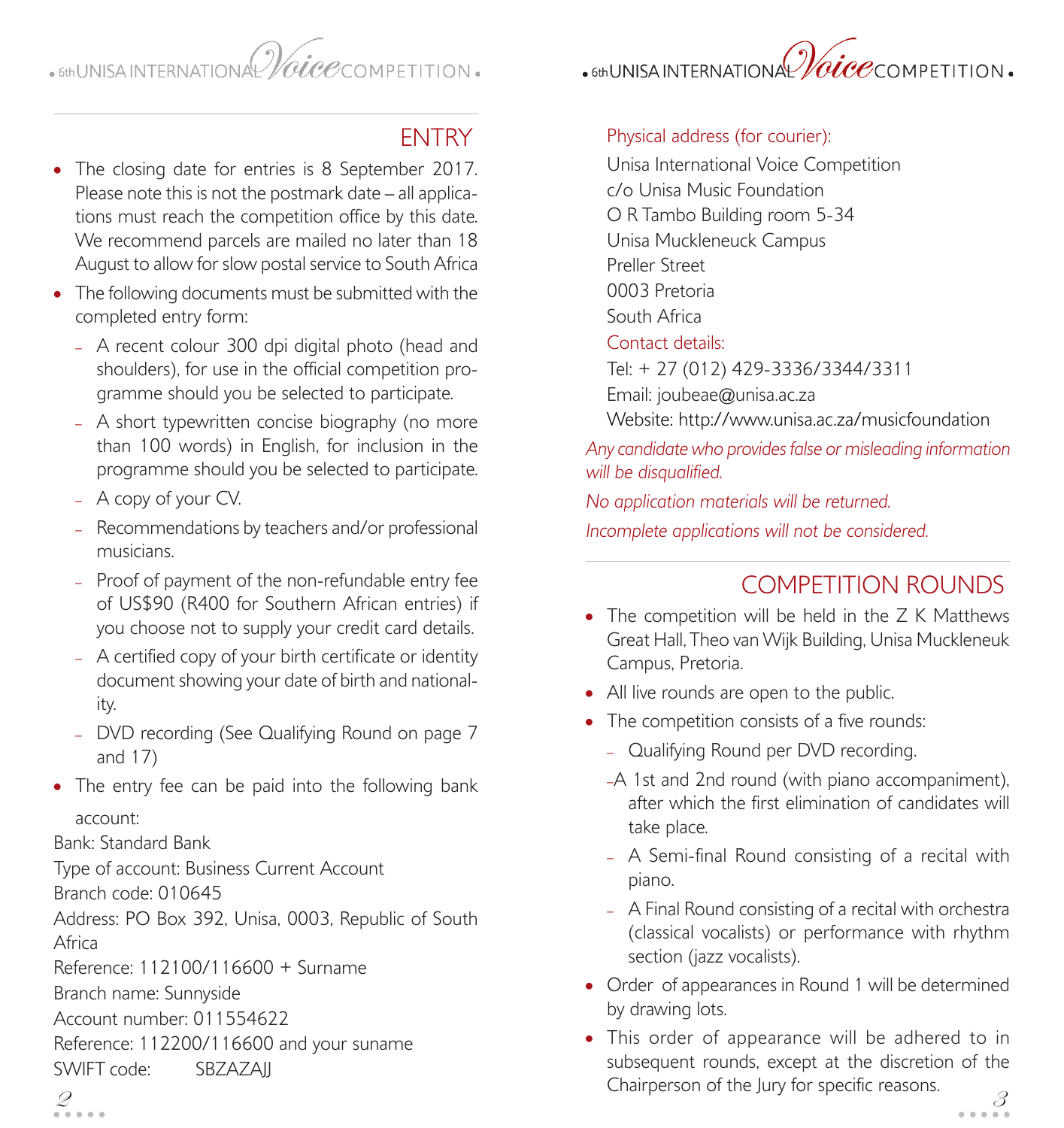## ENTRY

- The closing date for entries is 8 September 2017. Please note this is not the postmark date – all applications must reach the competition office by this date. We recommend parcels are mailed no later than 18 August to allow for slow postal service to South Africa
- The following documents must be submitted with the completed entry form:
  - A recent colour 300 dpi digital photo (head and shoulders), for use in the official competition programme should you be selected to participate.
  - A short typewritten concise biography (no more than 100 words) in English, for inclusion in the programme should you be selected to participate.
  - A copy of your CV.
  - Recommendations by teachers and/or professional musicians.
  - Proof of payment of the non-refundable entry fee of US$90 (R400 for Southern African entries) if you choose not to supply your credit card details.
  - A certified copy of your birth certificate or identity document showing your date of birth and nationality.
  - DVD recording (See Qualifying Round on page 7 and 17)
- The entry fee can be paid into the following bank account:

Bank: Standard Bank
Type of account: Business Current Account
Branch code: 010645
Address: PO Box 392, Unisa, 0003, Republic of South Africa
Reference: 112100/116600 + Surname
Branch name: Sunnyside
Account number: 011554622
Reference: 112200/116600 and your suname
SWIFT code: SBZAZAJJ

Physical address (for courier):
Unisa International Voice Competition
c/o Unisa Music Foundation
O R Tambo Building room 5-34
Unisa Muckleneuck Campus
Preller Street
0003 Pretoria
South Africa

Contact details:
Tel: + 27 (012) 429-3336/3344/3311
Email: joubeae@unisa.ac.za
Website: http://www.unisa.ac.za/musicfoundation

*Any candidate who provides false or misleading information will be disqualified.*

*No application materials will be returned.*

*Incomplete applications will not be considered.*

## COMPETITION ROUNDS

- The competition will be held in the Z K Matthews Great Hall, Theo van Wijk Building, Unisa Muckleneuck Campus, Pretoria.
- All live rounds are open to the public.
- The competition consists of a five rounds:
  - Qualifying Round per DVD recording.
  - A 1st and 2nd round (with piano accompaniment), after which the first elimination of candidates will take place.
  - A Semi-final Round consisting of a recital with piano.
  - A Final Round consisting of a recital with orchestra (classical vocalists) or performance with rhythm section (jazz vocalists).
- Order of appearances in Round 1 will be determined by drawing lots.
- This order of appearance will be adhered to in subsequent rounds, except at the discretion of the Chairperson of the Jury for specific reasons.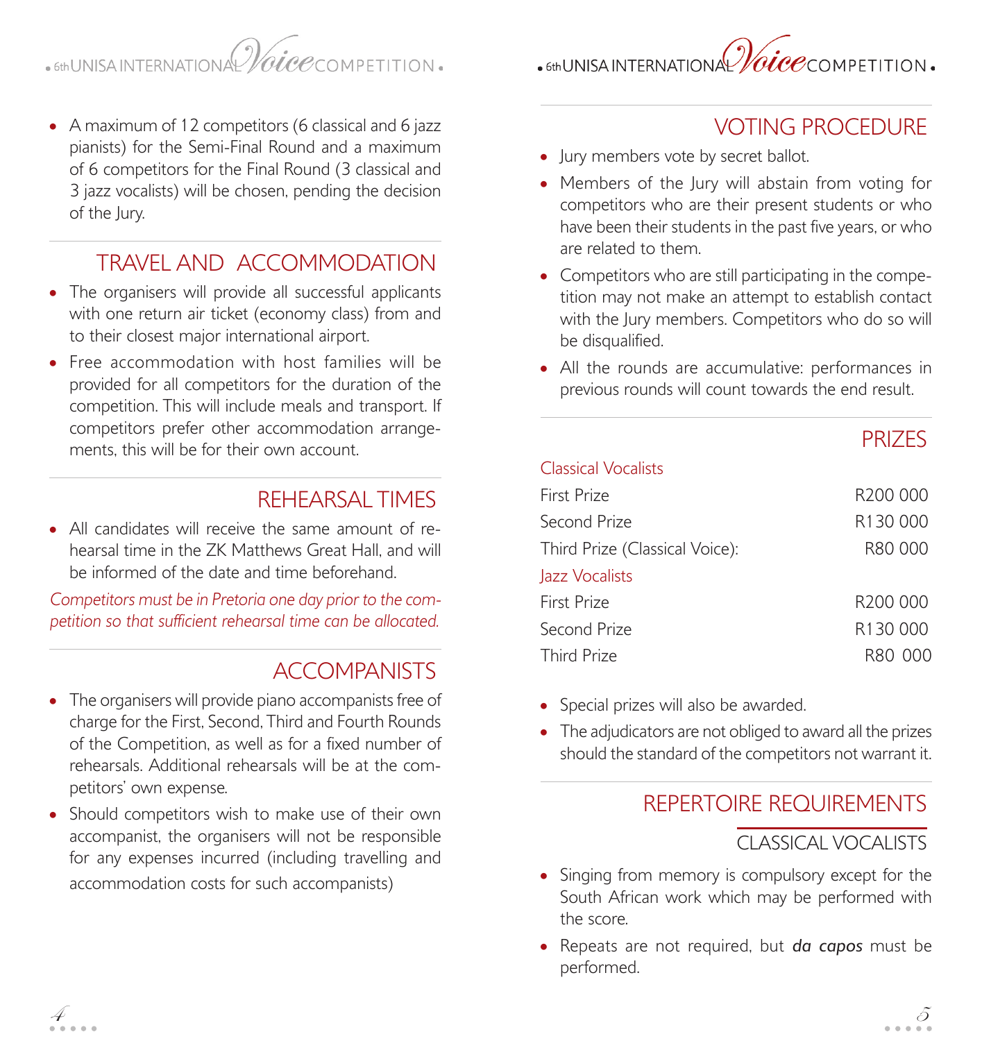- A maximum of 12 competitors (6 classical and 6 jazz pianists) for the Semi-Final Round and a maximum of 6 competitors for the Final Round (3 classical and 3 jazz vocalists) will be chosen, pending the decision of the Jury.

## TRAVEL AND ACCOMMODATION

- The organisers will provide all successful applicants with one return air ticket (economy class) from and to their closest major international airport.
- Free accommodation with host families will be provided for all competitors for the duration of the competition. This will include meals and transport. If competitors prefer other accommodation arrangements, this will be for their own account.

## REHEARSAL TIMES

- All candidates will receive the same amount of rehearsal time in the ZK Matthews Great Hall, and will be informed of the date and time beforehand.

*Competitors must be in Pretoria one day prior to the competition so that sufficient rehearsal time can be allocated.*

## ACCOMPANISTS

- The organisers will provide piano accompanists free of charge for the First, Second, Third and Fourth Rounds of the Competition, as well as for a fixed number of rehearsals. Additional rehearsals will be at the competitors' own expense.
- Should competitors wish to make use of their own accompanist, the organisers will not be responsible for any expenses incurred (including travelling and accommodation costs for such accompanists)

## VOTING PROCEDURE

- Jury members vote by secret ballot.
- Members of the Jury will abstain from voting for competitors who are their present students or who have been their students in the past five years, or who are related to them.
- Competitors who are still participating in the competition may not make an attempt to establish contact with the Jury members. Competitors who do so will be disqualified.
- All the rounds are accumulative: performances in previous rounds will count towards the end result.

## PRIZES

| Classical Vocalists | |
|---|---|
| First Prize | R200 000 |
| Second Prize | R130 000 |
| Third Prize (Classical Voice): | R80 000 |
| **Jazz Vocalists** | |
| First Prize | R200 000 |
| Second Prize | R130 000 |
| Third Prize | R80 000 |

- Special prizes will also be awarded.
- The adjudicators are not obliged to award all the prizes should the standard of the competitors not warrant it.

## REPERTOIRE REQUIREMENTS

### CLASSICAL VOCALISTS

- Singing from memory is compulsory except for the South African work which may be performed with the score.
- Repeats are not required, but ***da capos*** must be performed.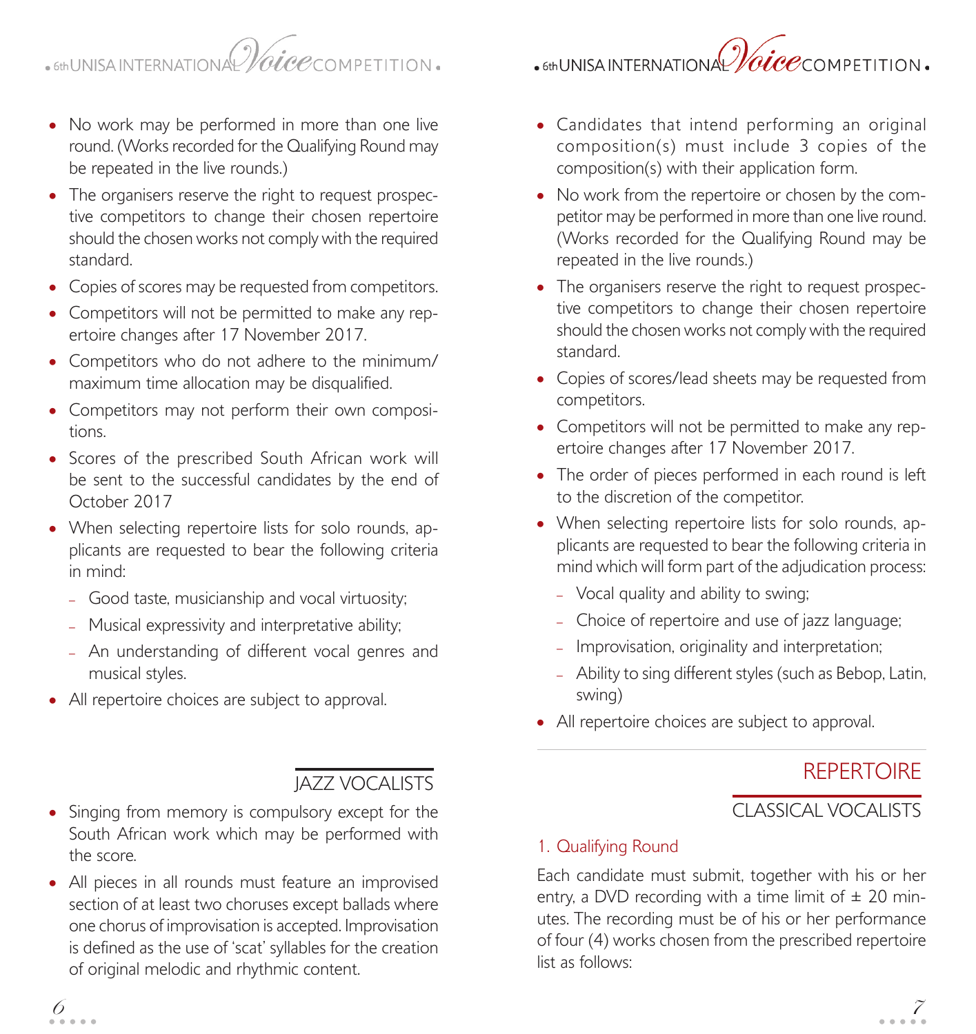- No work may be performed in more than one live round. (Works recorded for the Qualifying Round may be repeated in the live rounds.)
- The organisers reserve the right to request prospective competitors to change their chosen repertoire should the chosen works not comply with the required standard.
- Copies of scores may be requested from competitors.
- Competitors will not be permitted to make any repertoire changes after 17 November 2017.
- Competitors who do not adhere to the minimum/maximum time allocation may be disqualified.
- Competitors may not perform their own compositions.
- Scores of the prescribed South African work will be sent to the successful candidates by the end of October 2017
- When selecting repertoire lists for solo rounds, applicants are requested to bear the following criteria in mind:
  - Good taste, musicianship and vocal virtuosity;
  - Musical expressivity and interpretative ability;
  - An understanding of different vocal genres and musical styles.
- All repertoire choices are subject to approval.

## JAZZ VOCALISTS

- Singing from memory is compulsory except for the South African work which may be performed with the score.
- All pieces in all rounds must feature an improvised section of at least two choruses except ballads where one chorus of improvisation is accepted. Improvisation is defined as the use of 'scat' syllables for the creation of original melodic and rhythmic content.
- Candidates that intend performing an original composition(s) must include 3 copies of the composition(s) with their application form.
- No work from the repertoire or chosen by the competitor may be performed in more than one live round. (Works recorded for the Qualifying Round may be repeated in the live rounds.)
- The organisers reserve the right to request prospective competitors to change their chosen repertoire should the chosen works not comply with the required standard.
- Copies of scores/lead sheets may be requested from competitors.
- Competitors will not be permitted to make any repertoire changes after 17 November 2017.
- The order of pieces performed in each round is left to the discretion of the competitor.
- When selecting repertoire lists for solo rounds, applicants are requested to bear the following criteria in mind which will form part of the adjudication process:
  - Vocal quality and ability to swing;
  - Choice of repertoire and use of jazz language;
  - Improvisation, originality and interpretation;
  - Ability to sing different styles (such as Bebop, Latin, swing)
- All repertoire choices are subject to approval.

# REPERTOIRE

## CLASSICAL VOCALISTS

### 1. Qualifying Round

Each candidate must submit, together with his or her entry, a DVD recording with a time limit of ± 20 minutes. The recording must be of his or her performance of four (4) works chosen from the prescribed repertoire list as follows: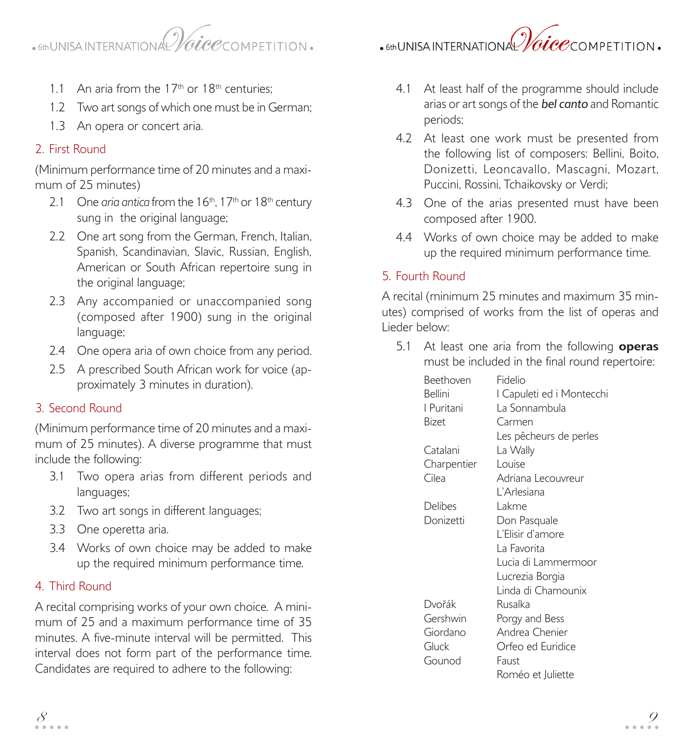1.1 An aria from the 17th or 18th centuries;
1.2 Two art songs of which one must be in German;
1.3 An opera or concert aria.

## 2. First Round

(Minimum performance time of 20 minutes and a maximum of 25 minutes)

2.1 One *aria antica* from the 16th, 17th or 18th century sung in the original language;
2.2 One art song from the German, French, Italian, Spanish, Scandinavian, Slavic, Russian, English, American or South African repertoire sung in the original language;
2.3 Any accompanied or unaccompanied song (composed after 1900) sung in the original language;
2.4 One opera aria of own choice from any period.
2.5 A prescribed South African work for voice (approximately 3 minutes in duration).

## 3. Second Round

(Minimum performance time of 20 minutes and a maximum of 25 minutes). A diverse programme that must include the following:

3.1 Two opera arias from different periods and languages;
3.2 Two art songs in different languages;
3.3 One operetta aria.
3.4 Works of own choice may be added to make up the required minimum performance time.

## 4. Third Round

A recital comprising works of your own choice. A minimum of 25 and a maximum performance time of 35 minutes. A five-minute interval will be permitted. This interval does not form part of the performance time. Candidates are required to adhere to the following:

4.1 At least half of the programme should include arias or art songs of the ***bel canto*** and Romantic periods;
4.2 At least one work must be presented from the following list of composers: Bellini, Boito, Donizetti, Leoncavallo, Mascagni, Mozart, Puccini, Rossini, Tchaikovsky or Verdi;
4.3 One of the arias presented must have been composed after 1900.
4.4 Works of own choice may be added to make up the required minimum performance time.

## 5. Fourth Round

A recital (minimum 25 minutes and maximum 35 minutes) comprised of works from the list of operas and Lieder below:

5.1 At least one aria from the following **operas** must be included in the final round repertoire:

| | |
|---|---|
| Beethoven | Fidelio |
| Bellini | I Capuleti ed i Montecchi |
| I Puritani | La Sonnambula |
| Bizet | Carmen |
| | Les pêcheurs de perles |
| Catalani | La Wally |
| Charpentier | Louise |
| Cilea | Adriana Lecouvreur |
| | L'Arlesiana |
| Delibes | Lakme |
| Donizetti | Don Pasquale |
| | L'Elisir d'amore |
| | La Favorita |
| | Lucia di Lammermoor |
| | Lucrezia Borgia |
| | Linda di Chamounix |
| Dvořák | Rusalka |
| Gershwin | Porgy and Bess |
| Giordano | Andrea Chenier |
| Gluck | Orfeo ed Euridice |
| Gounod | Faust |
| | Roméo et Juliette |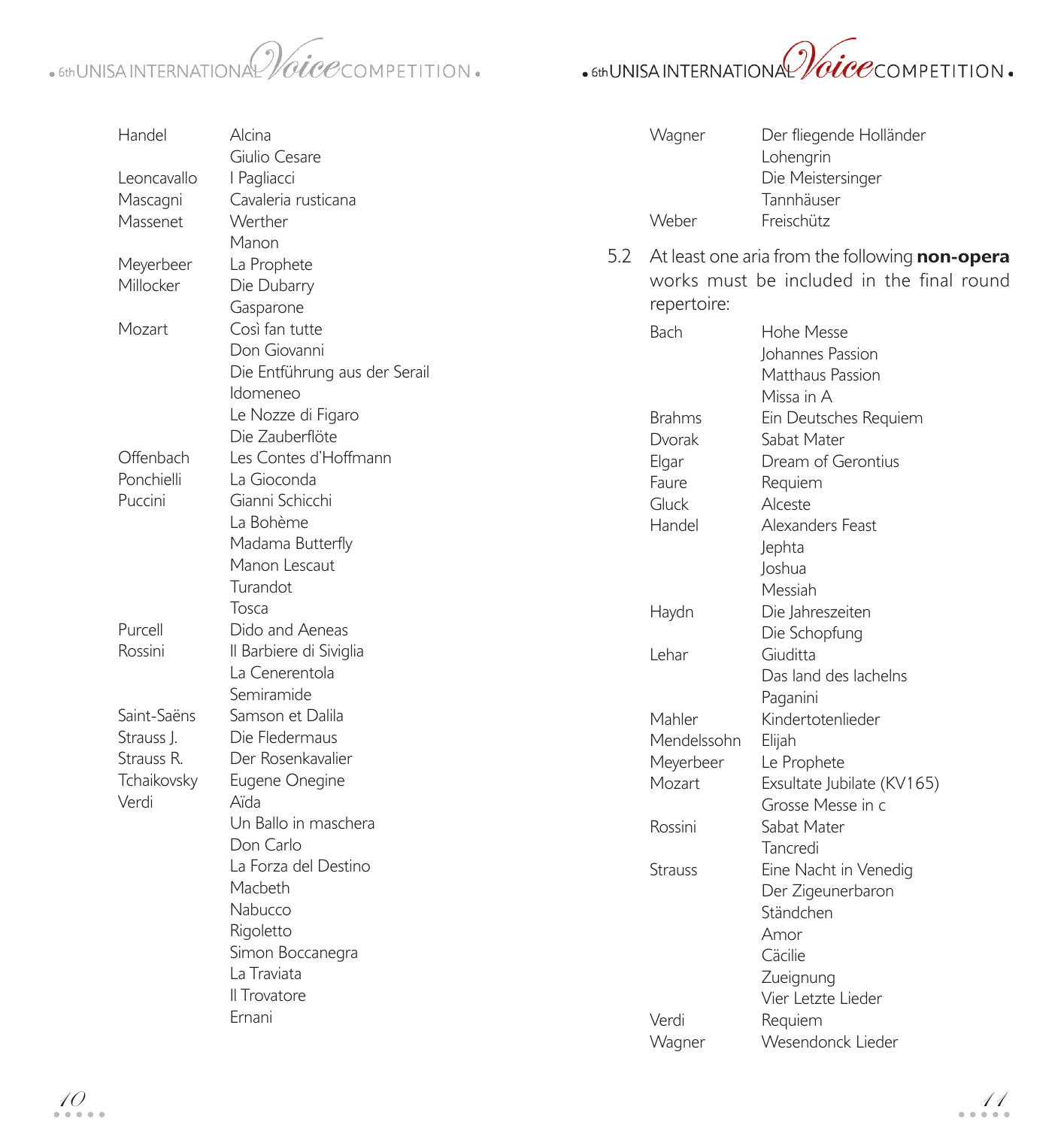| | |
|---|---|
| Handel | Alcina |
| | Giulio Cesare |
| Leoncavallo | I Pagliacci |
| Mascagni | Cavaleria rusticana |
| Massenet | Werther |
| | Manon |
| Meyerbeer | La Prophete |
| Millocker | Die Dubarry |
| | Gasparone |
| Mozart | Così fan tutte |
| | Don Giovanni |
| | Die Entführung aus der Serail |
| | Idomeneo |
| | Le Nozze di Figaro |
| | Die Zauberflöte |
| Offenbach | Les Contes d'Hoffmann |
| Ponchielli | La Gioconda |
| Puccini | Gianni Schicchi |
| | La Bohème |
| | Madama Butterfly |
| | Manon Lescaut |
| | Turandot |
| | Tosca |
| Purcell | Dido and Aeneas |
| Rossini | Il Barbiere di Siviglia |
| | La Cenerentola |
| | Semiramide |
| Saint-Saëns | Samson et Dalila |
| Strauss J. | Die Fledermaus |
| Strauss R. | Der Rosenkavalier |
| Tchaikovsky | Eugene Onegine |
| Verdi | Aïda |
| | Un Ballo in maschera |
| | Don Carlo |
| | La Forza del Destino |
| | Macbeth |
| | Nabucco |
| | Rigoletto |
| | Simon Boccanegra |
| | La Traviata |
| | Il Trovatore |
| | Ernani |
| Wagner | Der fliegende Holländer |
| | Lohengrin |
| | Die Meistersinger |
| | Tannhäuser |
| Weber | Freischütz |

5.2 At least one aria from the following **non-opera** works must be included in the final round repertoire:

| | |
|---|---|
| Bach | Hohe Messe |
| | Johannes Passion |
| | Matthaus Passion |
| | Missa in A |
| Brahms | Ein Deutsches Requiem |
| Dvorak | Sabat Mater |
| Elgar | Dream of Gerontius |
| Faure | Requiem |
| Gluck | Alceste |
| Handel | Alexanders Feast |
| | Jephta |
| | Joshua |
| | Messiah |
| Haydn | Die Jahreszeiten |
| | Die Schopfung |
| Lehar | Giuditta |
| | Das land des lachelns |
| | Paganini |
| Mahler | Kindertotenlieder |
| Mendelssohn | Elijah |
| Meyerbeer | Le Prophete |
| Mozart | Exsultate Jubilate (KV165) |
| | Grosse Messe in c |
| Rossini | Sabat Mater |
| | Tancredi |
| Strauss | Eine Nacht in Venedig |
| | Der Zigeunerbaron |
| | Ständchen |
| | Amor |
| | Cäcilie |
| | Zueignung |
| | Vier Letzte Lieder |
| Verdi | Requiem |
| Wagner | Wesendonck Lieder |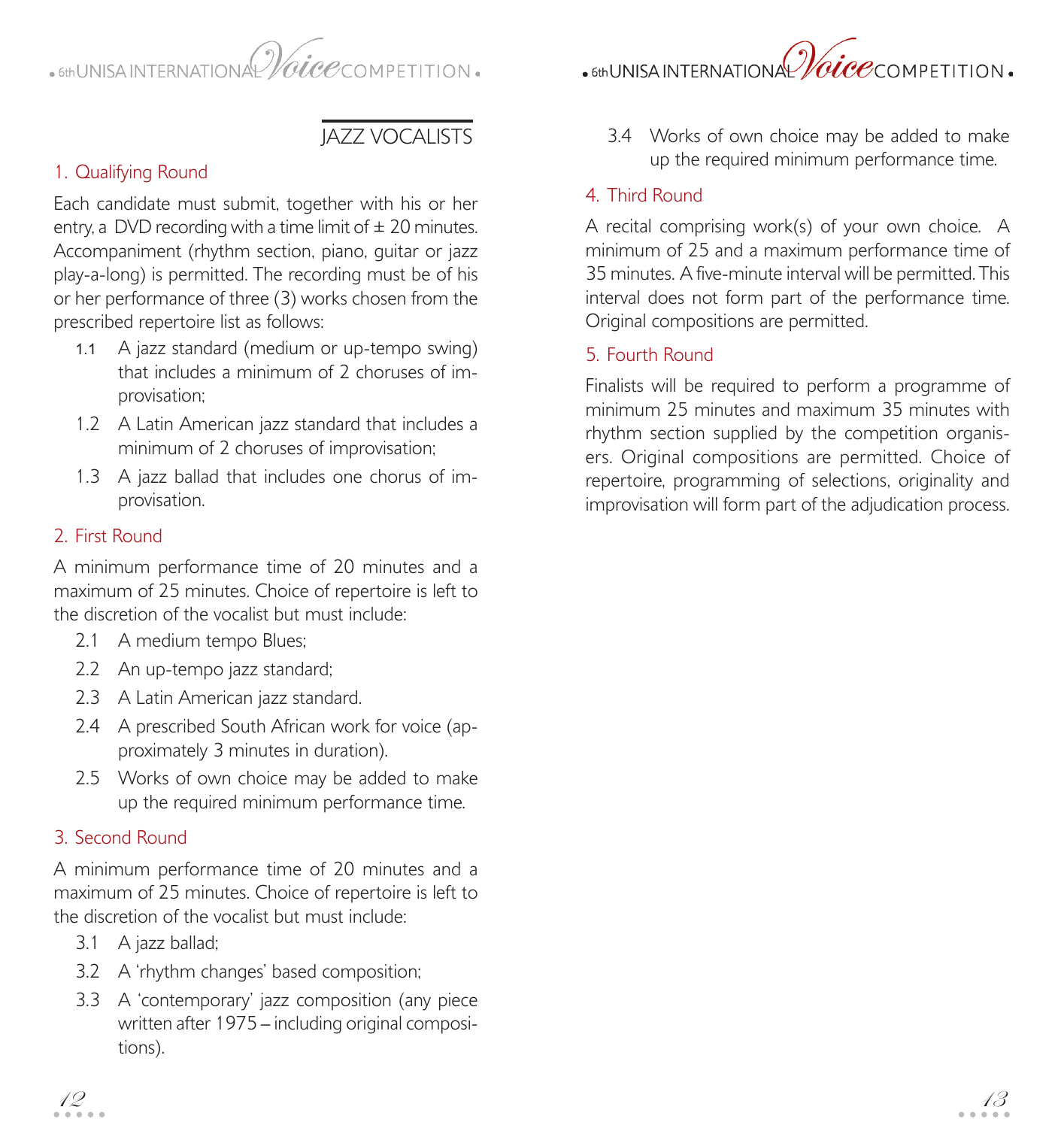## JAZZ VOCALISTS

### 1. Qualifying Round

Each candidate must submit, together with his or her entry, a DVD recording with a time limit of ± 20 minutes. Accompaniment (rhythm section, piano, guitar or jazz play-a-long) is permitted. The recording must be of his or her performance of three (3) works chosen from the prescribed repertoire list as follows:

- 1.1 A jazz standard (medium or up-tempo swing) that includes a minimum of 2 choruses of improvisation;
- 1.2 A Latin American jazz standard that includes a minimum of 2 choruses of improvisation;
- 1.3 A jazz ballad that includes one chorus of improvisation.

### 2. First Round

A minimum performance time of 20 minutes and a maximum of 25 minutes. Choice of repertoire is left to the discretion of the vocalist but must include:

- 2.1 A medium tempo Blues;
- 2.2 An up-tempo jazz standard;
- 2.3 A Latin American jazz standard.
- 2.4 A prescribed South African work for voice (approximately 3 minutes in duration).
- 2.5 Works of own choice may be added to make up the required minimum performance time.

### 3. Second Round

A minimum performance time of 20 minutes and a maximum of 25 minutes. Choice of repertoire is left to the discretion of the vocalist but must include:

- 3.1 A jazz ballad;
- 3.2 A 'rhythm changes' based composition;
- 3.3 A 'contemporary' jazz composition (any piece written after 1975 – including original compositions).
- 3.4 Works of own choice may be added to make up the required minimum performance time.

### 4. Third Round

A recital comprising work(s) of your own choice. A minimum of 25 and a maximum performance time of 35 minutes. A five-minute interval will be permitted. This interval does not form part of the performance time. Original compositions are permitted.

### 5. Fourth Round

Finalists will be required to perform a programme of minimum 25 minutes and maximum 35 minutes with rhythm section supplied by the competition organisers. Original compositions are permitted. Choice of repertoire, programming of selections, originality and improvisation will form part of the adjudication process.